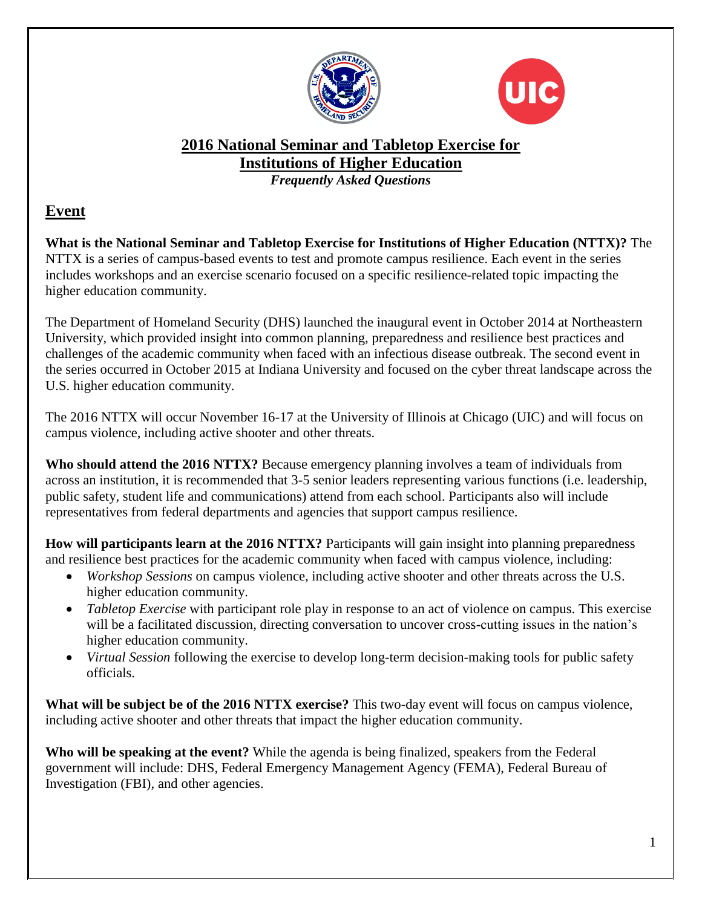# 2016 National Seminar and Tabletop Exercise for Institutions of Higher Education

***Frequently Asked Questions***

## Event

**What is the National Seminar and Tabletop Exercise for Institutions of Higher Education (NTTX)?** The NTTX is a series of campus-based events to test and promote campus resilience. Each event in the series includes workshops and an exercise scenario focused on a specific resilience-related topic impacting the higher education community.

The Department of Homeland Security (DHS) launched the inaugural event in October 2014 at Northeastern University, which provided insight into common planning, preparedness and resilience best practices and challenges of the academic community when faced with an infectious disease outbreak. The second event in the series occurred in October 2015 at Indiana University and focused on the cyber threat landscape across the U.S. higher education community.

The 2016 NTTX will occur November 16-17 at the University of Illinois at Chicago (UIC) and will focus on campus violence, including active shooter and other threats.

**Who should attend the 2016 NTTX?** Because emergency planning involves a team of individuals from across an institution, it is recommended that 3-5 senior leaders representing various functions (i.e. leadership, public safety, student life and communications) attend from each school. Participants also will include representatives from federal departments and agencies that support campus resilience.

**How will participants learn at the 2016 NTTX?** Participants will gain insight into planning preparedness and resilience best practices for the academic community when faced with campus violence, including:

- *Workshop Sessions* on campus violence, including active shooter and other threats across the U.S. higher education community.
- *Tabletop Exercise* with participant role play in response to an act of violence on campus. This exercise will be a facilitated discussion, directing conversation to uncover cross-cutting issues in the nation's higher education community.
- *Virtual Session* following the exercise to develop long-term decision-making tools for public safety officials.

**What will be subject be of the 2016 NTTX exercise?** This two-day event will focus on campus violence, including active shooter and other threats that impact the higher education community.

**Who will be speaking at the event?** While the agenda is being finalized, speakers from the Federal government will include: DHS, Federal Emergency Management Agency (FEMA), Federal Bureau of Investigation (FBI), and other agencies.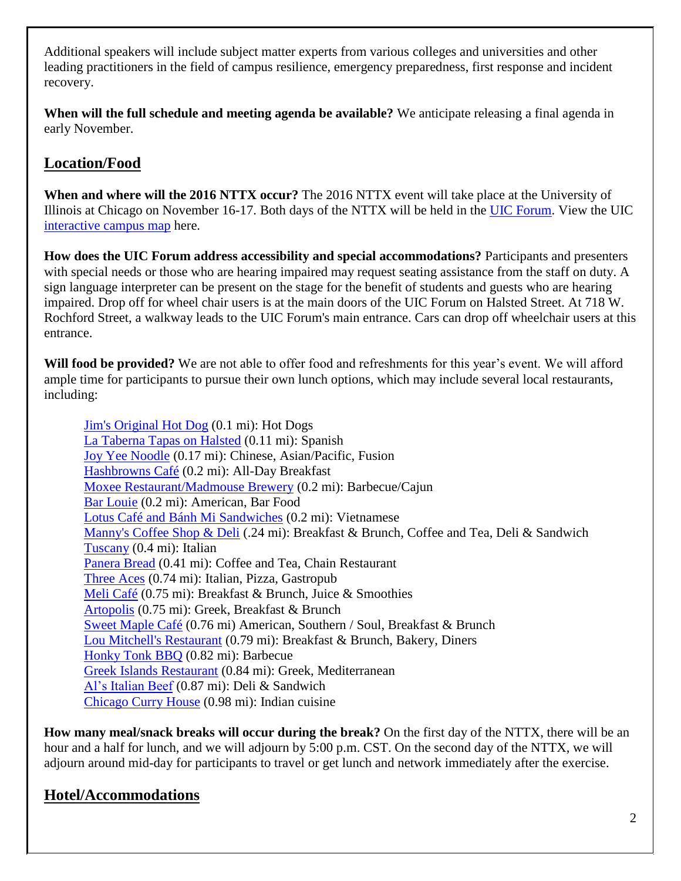Additional speakers will include subject matter experts from various colleges and universities and other leading practitioners in the field of campus resilience, emergency preparedness, first response and incident recovery.

**When will the full schedule and meeting agenda be available?** We anticipate releasing a final agenda in early November.

## Location/Food

**When and where will the 2016 NTTX occur?** The 2016 NTTX event will take place at the University of Illinois at Chicago on November 16-17. Both days of the NTTX will be held in the UIC Forum. View the UIC interactive campus map here.

**How does the UIC Forum address accessibility and special accommodations?** Participants and presenters with special needs or those who are hearing impaired may request seating assistance from the staff on duty. A sign language interpreter can be present on the stage for the benefit of students and guests who are hearing impaired. Drop off for wheel chair users is at the main doors of the UIC Forum on Halsted Street. At 718 W. Rochford Street, a walkway leads to the UIC Forum's main entrance. Cars can drop off wheelchair users at this entrance.

**Will food be provided?** We are not able to offer food and refreshments for this year's event. We will afford ample time for participants to pursue their own lunch options, which may include several local restaurants, including:

Jim's Original Hot Dog (0.1 mi): Hot Dogs
La Taberna Tapas on Halsted (0.11 mi): Spanish
Joy Yee Noodle (0.17 mi): Chinese, Asian/Pacific, Fusion
Hashbrowns Café (0.2 mi): All-Day Breakfast
Moxee Restaurant/Madmouse Brewery (0.2 mi): Barbecue/Cajun
Bar Louie (0.2 mi): American, Bar Food
Lotus Café and Bánh Mi Sandwiches (0.2 mi): Vietnamese
Manny's Coffee Shop & Deli (.24 mi): Breakfast & Brunch, Coffee and Tea, Deli & Sandwich
Tuscany (0.4 mi): Italian
Panera Bread (0.41 mi): Coffee and Tea, Chain Restaurant
Three Aces (0.74 mi): Italian, Pizza, Gastropub
Meli Café (0.75 mi): Breakfast & Brunch, Juice & Smoothies
Artopolis (0.75 mi): Greek, Breakfast & Brunch
Sweet Maple Café (0.76 mi) American, Southern / Soul, Breakfast & Brunch
Lou Mitchell's Restaurant (0.79 mi): Breakfast & Brunch, Bakery, Diners
Honky Tonk BBQ (0.82 mi): Barbecue
Greek Islands Restaurant (0.84 mi): Greek, Mediterranean
Al's Italian Beef (0.87 mi): Deli & Sandwich
Chicago Curry House (0.98 mi): Indian cuisine

**How many meal/snack breaks will occur during the break?** On the first day of the NTTX, there will be an hour and a half for lunch, and we will adjourn by 5:00 p.m. CST. On the second day of the NTTX, we will adjourn around mid-day for participants to travel or get lunch and network immediately after the exercise.

## Hotel/Accommodations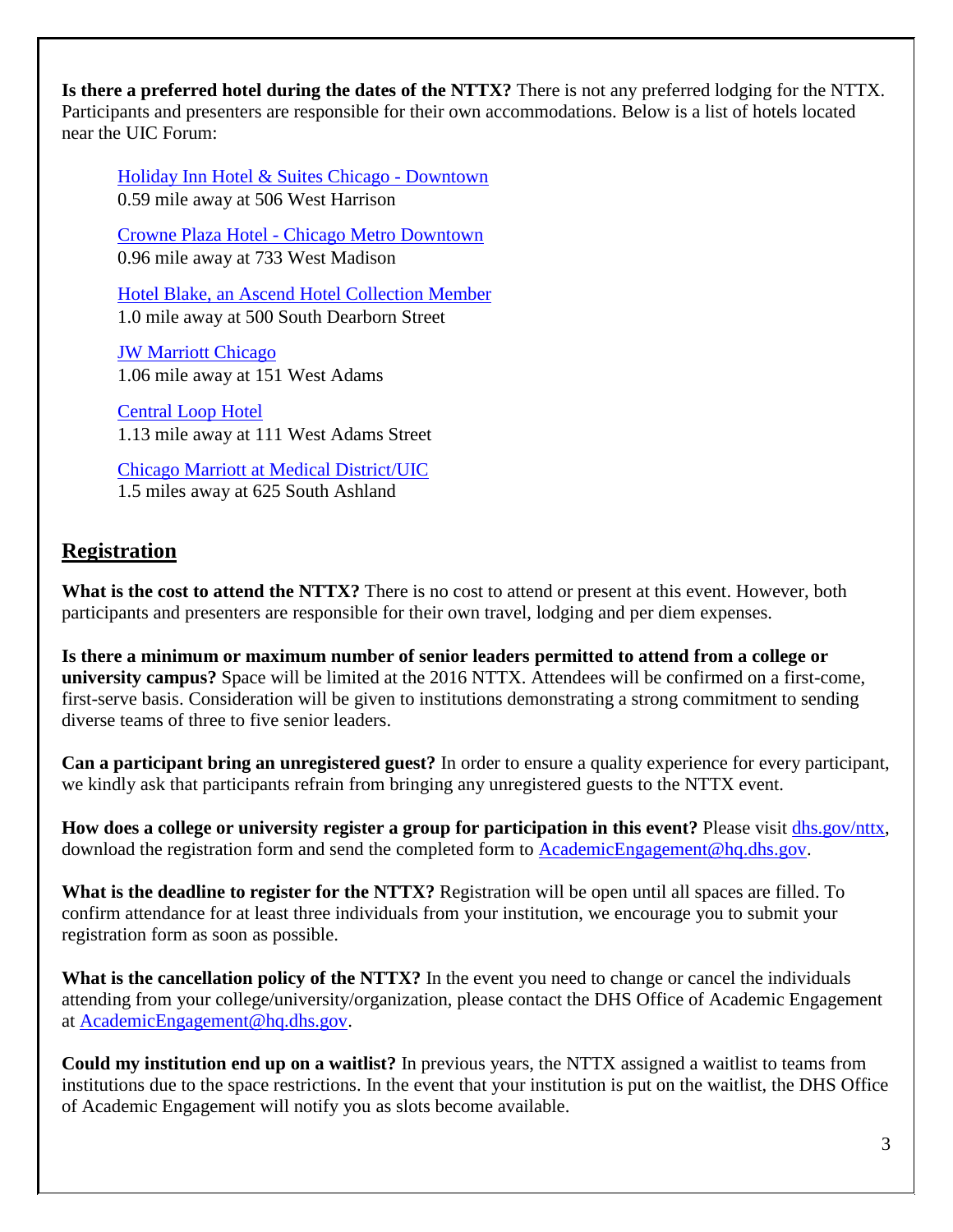**Is there a preferred hotel during the dates of the NTTX?** There is not any preferred lodging for the NTTX. Participants and presenters are responsible for their own accommodations. Below is a list of hotels located near the UIC Forum:

> Holiday Inn Hotel & Suites Chicago - Downtown
> 0.59 mile away at 506 West Harrison
>
> Crowne Plaza Hotel - Chicago Metro Downtown
> 0.96 mile away at 733 West Madison
>
> Hotel Blake, an Ascend Hotel Collection Member
> 1.0 mile away at 500 South Dearborn Street
>
> JW Marriott Chicago
> 1.06 mile away at 151 West Adams
>
> Central Loop Hotel
> 1.13 mile away at 111 West Adams Street
>
> Chicago Marriott at Medical District/UIC
> 1.5 miles away at 625 South Ashland

## Registration

**What is the cost to attend the NTTX?** There is no cost to attend or present at this event. However, both participants and presenters are responsible for their own travel, lodging and per diem expenses.

**Is there a minimum or maximum number of senior leaders permitted to attend from a college or university campus?** Space will be limited at the 2016 NTTX. Attendees will be confirmed on a first-come, first-serve basis. Consideration will be given to institutions demonstrating a strong commitment to sending diverse teams of three to five senior leaders.

**Can a participant bring an unregistered guest?** In order to ensure a quality experience for every participant, we kindly ask that participants refrain from bringing any unregistered guests to the NTTX event.

**How does a college or university register a group for participation in this event?** Please visit dhs.gov/nttx, download the registration form and send the completed form to AcademicEngagement@hq.dhs.gov.

**What is the deadline to register for the NTTX?** Registration will be open until all spaces are filled. To confirm attendance for at least three individuals from your institution, we encourage you to submit your registration form as soon as possible.

**What is the cancellation policy of the NTTX?** In the event you need to change or cancel the individuals attending from your college/university/organization, please contact the DHS Office of Academic Engagement at AcademicEngagement@hq.dhs.gov.

**Could my institution end up on a waitlist?** In previous years, the NTTX assigned a waitlist to teams from institutions due to the space restrictions. In the event that your institution is put on the waitlist, the DHS Office of Academic Engagement will notify you as slots become available.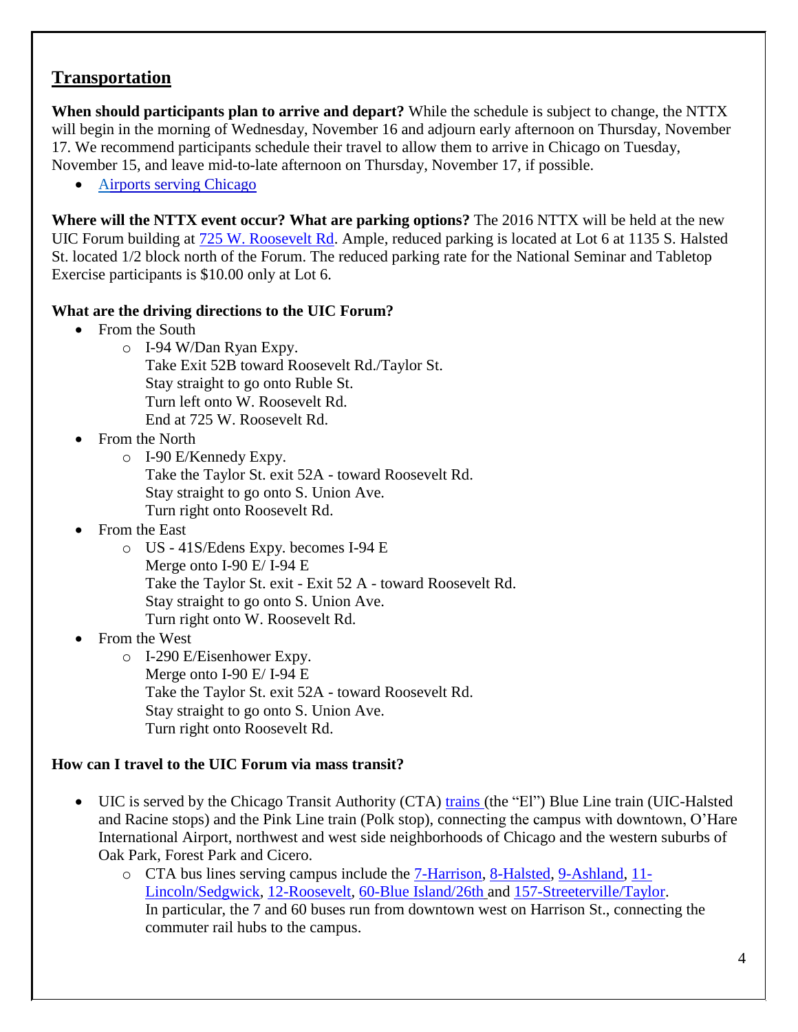## Transportation

**When should participants plan to arrive and depart?** While the schedule is subject to change, the NTTX will begin in the morning of Wednesday, November 16 and adjourn early afternoon on Thursday, November 17. We recommend participants schedule their travel to allow them to arrive in Chicago on Tuesday, November 15, and leave mid-to-late afternoon on Thursday, November 17, if possible.

- Airports serving Chicago

**Where will the NTTX event occur? What are parking options?** The 2016 NTTX will be held at the new UIC Forum building at 725 W. Roosevelt Rd. Ample, reduced parking is located at Lot 6 at 1135 S. Halsted St. located 1/2 block north of the Forum. The reduced parking rate for the National Seminar and Tabletop Exercise participants is $10.00 only at Lot 6.

**What are the driving directions to the UIC Forum?**

- From the South
  - I-94 W/Dan Ryan Expy.
    Take Exit 52B toward Roosevelt Rd./Taylor St.
    Stay straight to go onto Ruble St.
    Turn left onto W. Roosevelt Rd.
    End at 725 W. Roosevelt Rd.
- From the North
  - I-90 E/Kennedy Expy.
    Take the Taylor St. exit 52A - toward Roosevelt Rd.
    Stay straight to go onto S. Union Ave.
    Turn right onto Roosevelt Rd.
- From the East
  - US - 41S/Edens Expy. becomes I-94 E
    Merge onto I-90 E/ I-94 E
    Take the Taylor St. exit - Exit 52 A - toward Roosevelt Rd.
    Stay straight to go onto S. Union Ave.
    Turn right onto W. Roosevelt Rd.
- From the West
  - I-290 E/Eisenhower Expy.
    Merge onto I-90 E/ I-94 E
    Take the Taylor St. exit 52A - toward Roosevelt Rd.
    Stay straight to go onto S. Union Ave.
    Turn right onto Roosevelt Rd.

**How can I travel to the UIC Forum via mass transit?**

- UIC is served by the Chicago Transit Authority (CTA) trains (the "El") Blue Line train (UIC-Halsted and Racine stops) and the Pink Line train (Polk stop), connecting the campus with downtown, O'Hare International Airport, northwest and west side neighborhoods of Chicago and the western suburbs of Oak Park, Forest Park and Cicero.
  - CTA bus lines serving campus include the 7-Harrison, 8-Halsted, 9-Ashland, 11-Lincoln/Sedgwick, 12-Roosevelt, 60-Blue Island/26th and 157-Streeterville/Taylor. In particular, the 7 and 60 buses run from downtown west on Harrison St., connecting the commuter rail hubs to the campus.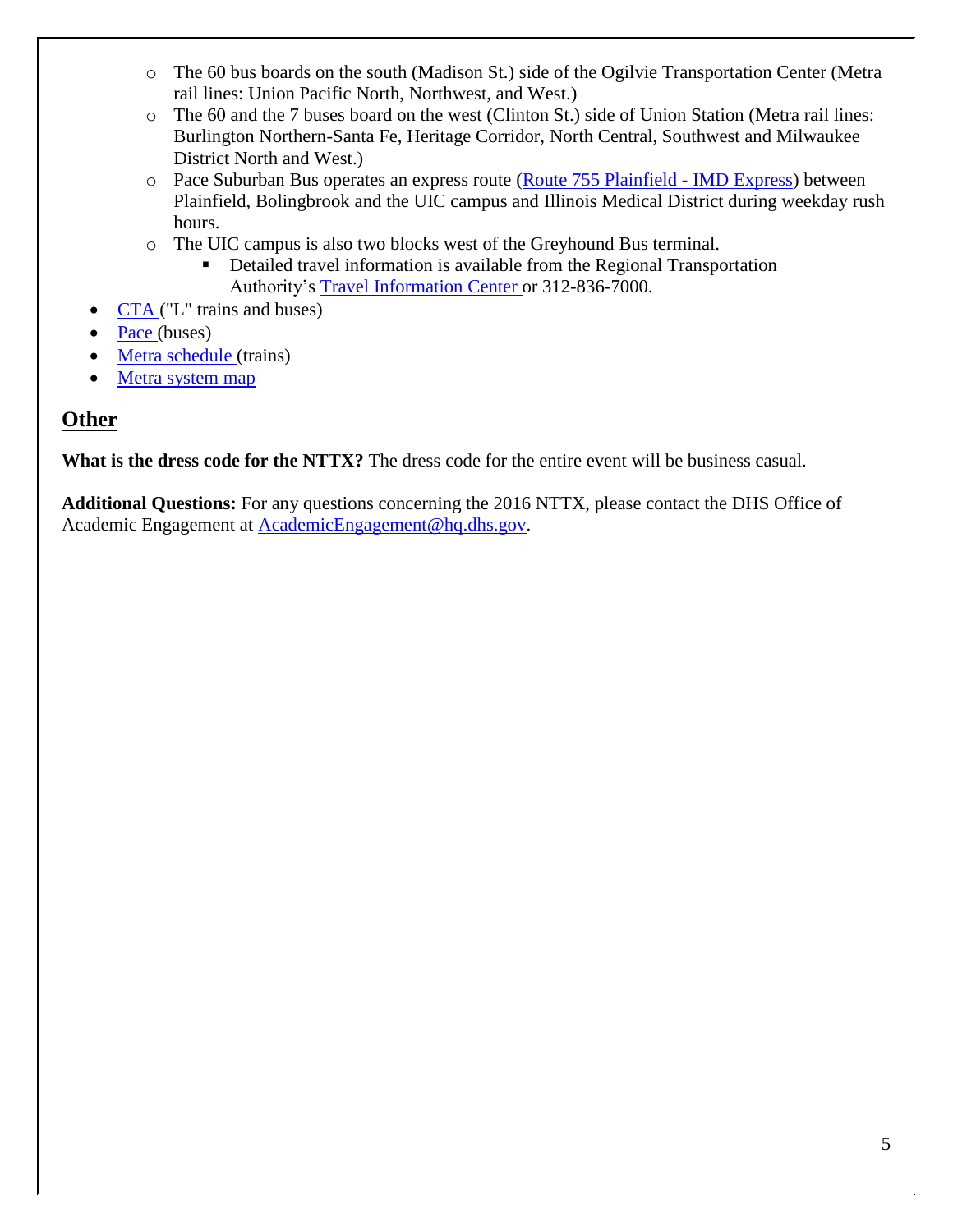- The 60 bus boards on the south (Madison St.) side of the Ogilvie Transportation Center (Metra rail lines: Union Pacific North, Northwest, and West.)
    - The 60 and the 7 buses board on the west (Clinton St.) side of Union Station (Metra rail lines: Burlington Northern-Santa Fe, Heritage Corridor, North Central, Southwest and Milwaukee District North and West.)
    - Pace Suburban Bus operates an express route (Route 755 Plainfield - IMD Express) between Plainfield, Bolingbrook and the UIC campus and Illinois Medical District during weekday rush hours.
    - The UIC campus is also two blocks west of the Greyhound Bus terminal.
        - Detailed travel information is available from the Regional Transportation Authority's Travel Information Center or 312-836-7000.
- CTA ("L" trains and buses)
- Pace (buses)
- Metra schedule (trains)
- Metra system map

## Other

**What is the dress code for the NTTX?** The dress code for the entire event will be business casual.

**Additional Questions:** For any questions concerning the 2016 NTTX, please contact the DHS Office of Academic Engagement at AcademicEngagement@hq.dhs.gov.